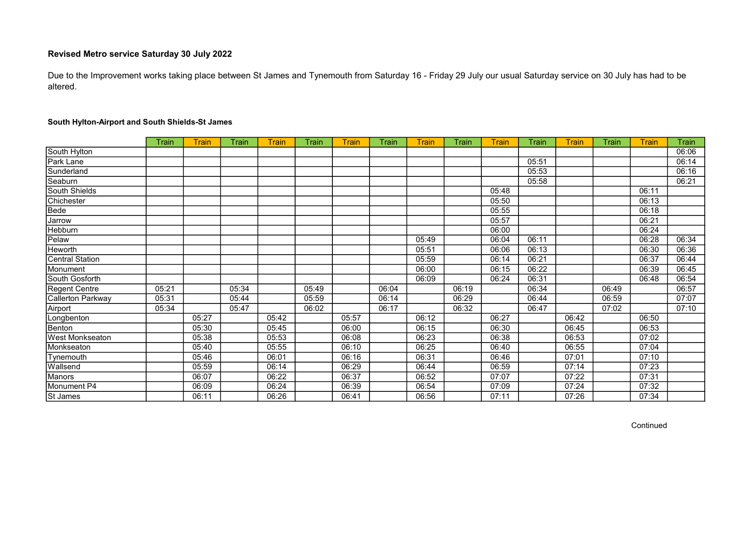### Revised Metro service Saturday 30 July 2022

Due to the Improvement works taking place between St James and Tynemouth from Saturday 16 - Friday 29 July our usual Saturday service on 30 July has had to be altered.

#### South Hylton-Airport and South Shields-St James

| | Train | Train | Train | Train | Train | Train | Train | Train | Train | Train | Train | Train | Train | Train | Train |
|---|---|---|---|---|---|---|---|---|---|---|---|---|---|---|---|
| South Hylton | | | | | | | | | | | | | | | 06:06 |
| Park Lane | | | | | | | | | | | 05:51 | | | | 06:14 |
| Sunderland | | | | | | | | | | | 05:53 | | | | 06:16 |
| Seaburn | | | | | | | | | | | 05:58 | | | | 06:21 |
| South Shields | | | | | | | | | | 05:48 | | | | 06:11 | |
| Chichester | | | | | | | | | | 05:50 | | | | 06:13 | |
| Bede | | | | | | | | | | 05:55 | | | | 06:18 | |
| Jarrow | | | | | | | | | | 05:57 | | | | 06:21 | |
| Hebburn | | | | | | | | | | 06:00 | | | | 06:24 | |
| Pelaw | | | | | | | | 05:49 | | 06:04 | 06:11 | | | 06:28 | 06:34 |
| Heworth | | | | | | | | 05:51 | | 06:06 | 06:13 | | | 06:30 | 06:36 |
| Central Station | | | | | | | | 05:59 | | 06:14 | 06:21 | | | 06:37 | 06:44 |
| Monument | | | | | | | | 06:00 | | 06:15 | 06:22 | | | 06:39 | 06:45 |
| South Gosforth | | | | | | | | 06:09 | | 06:24 | 06:31 | | | 06:48 | 06:54 |
| Regent Centre | 05:21 | | 05:34 | | 05:49 | | 06:04 | | 06:19 | | 06:34 | | 06:49 | | 06:57 |
| Callerton Parkway | 05:31 | | 05:44 | | 05:59 | | 06:14 | | 06:29 | | 06:44 | | 06:59 | | 07:07 |
| Airport | 05:34 | | 05:47 | | 06:02 | | 06:17 | | 06:32 | | 06:47 | | 07:02 | | 07:10 |
| Longbenton | | 05:27 | | 05:42 | | 05:57 | | 06:12 | | 06:27 | | 06:42 | | 06:50 | |
| Benton | | 05:30 | | 05:45 | | 06:00 | | 06:15 | | 06:30 | | 06:45 | | 06:53 | |
| West Monkseaton | | 05:38 | | 05:53 | | 06:08 | | 06:23 | | 06:38 | | 06:53 | | 07:02 | |
| Monkseaton | | 05:40 | | 05:55 | | 06:10 | | 06:25 | | 06:40 | | 06:55 | | 07:04 | |
| Tynemouth | | 05:46 | | 06:01 | | 06:16 | | 06:31 | | 06:46 | | 07:01 | | 07:10 | |
| Wallsend | | 05:59 | | 06:14 | | 06:29 | | 06:44 | | 06:59 | | 07:14 | | 07:23 | |
| Manors | | 06:07 | | 06:22 | | 06:37 | | 06:52 | | 07:07 | | 07:22 | | 07:31 | |
| Monument P4 | | 06:09 | | 06:24 | | 06:39 | | 06:54 | | 07:09 | | 07:24 | | 07:32 | |
| St James | | 06:11 | | 06:26 | | 06:41 | | 06:56 | | 07:11 | | 07:26 | | 07:34 | |

Continued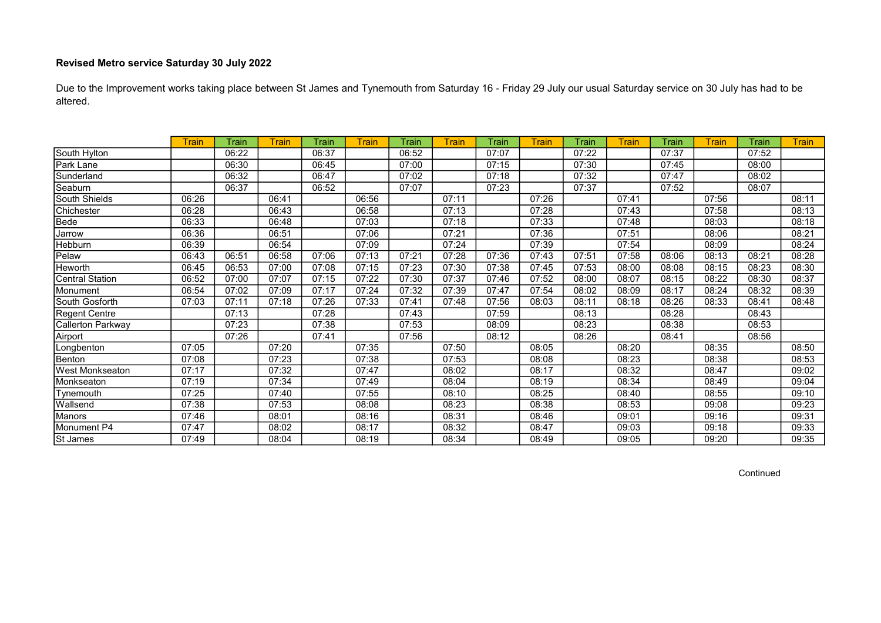**Revised Metro service Saturday 30 July 2022**

Due to the Improvement works taking place between St James and Tynemouth from Saturday 16 - Friday 29 July our usual Saturday service on 30 July has had to be altered.

| | Train | Train | Train | Train | Train | Train | Train | Train | Train | Train | Train | Train | Train | Train | Train |
|---|---|---|---|---|---|---|---|---|---|---|---|---|---|---|---|
| South Hylton | | 06:22 | | 06:37 | | 06:52 | | 07:07 | | 07:22 | | 07:37 | | 07:52 | |
| Park Lane | | 06:30 | | 06:45 | | 07:00 | | 07:15 | | 07:30 | | 07:45 | | 08:00 | |
| Sunderland | | 06:32 | | 06:47 | | 07:02 | | 07:18 | | 07:32 | | 07:47 | | 08:02 | |
| Seaburn | | 06:37 | | 06:52 | | 07:07 | | 07:23 | | 07:37 | | 07:52 | | 08:07 | |
| South Shields | 06:26 | | 06:41 | | 06:56 | | 07:11 | | 07:26 | | 07:41 | | 07:56 | | 08:11 |
| Chichester | 06:28 | | 06:43 | | 06:58 | | 07:13 | | 07:28 | | 07:43 | | 07:58 | | 08:13 |
| Bede | 06:33 | | 06:48 | | 07:03 | | 07:18 | | 07:33 | | 07:48 | | 08:03 | | 08:18 |
| Jarrow | 06:36 | | 06:51 | | 07:06 | | 07:21 | | 07:36 | | 07:51 | | 08:06 | | 08:21 |
| Hebburn | 06:39 | | 06:54 | | 07:09 | | 07:24 | | 07:39 | | 07:54 | | 08:09 | | 08:24 |
| Pelaw | 06:43 | 06:51 | 06:58 | 07:06 | 07:13 | 07:21 | 07:28 | 07:36 | 07:43 | 07:51 | 07:58 | 08:06 | 08:13 | 08:21 | 08:28 |
| Heworth | 06:45 | 06:53 | 07:00 | 07:08 | 07:15 | 07:23 | 07:30 | 07:38 | 07:45 | 07:53 | 08:00 | 08:08 | 08:15 | 08:23 | 08:30 |
| Central Station | 06:52 | 07:00 | 07:07 | 07:15 | 07:22 | 07:30 | 07:37 | 07:46 | 07:52 | 08:00 | 08:07 | 08:15 | 08:22 | 08:30 | 08:37 |
| Monument | 06:54 | 07:02 | 07:09 | 07:17 | 07:24 | 07:32 | 07:39 | 07:47 | 07:54 | 08:02 | 08:09 | 08:17 | 08:24 | 08:32 | 08:39 |
| South Gosforth | 07:03 | 07:11 | 07:18 | 07:26 | 07:33 | 07:41 | 07:48 | 07:56 | 08:03 | 08:11 | 08:18 | 08:26 | 08:33 | 08:41 | 08:48 |
| Regent Centre | | 07:13 | | 07:28 | | 07:43 | | 07:59 | | 08:13 | | 08:28 | | 08:43 | |
| Callerton Parkway | | 07:23 | | 07:38 | | 07:53 | | 08:09 | | 08:23 | | 08:38 | | 08:53 | |
| Airport | | 07:26 | | 07:41 | | 07:56 | | 08:12 | | 08:26 | | 08:41 | | 08:56 | |
| Longbenton | 07:05 | | 07:20 | | 07:35 | | 07:50 | | 08:05 | | 08:20 | | 08:35 | | 08:50 |
| Benton | 07:08 | | 07:23 | | 07:38 | | 07:53 | | 08:08 | | 08:23 | | 08:38 | | 08:53 |
| West Monkseaton | 07:17 | | 07:32 | | 07:47 | | 08:02 | | 08:17 | | 08:32 | | 08:47 | | 09:02 |
| Monkseaton | 07:19 | | 07:34 | | 07:49 | | 08:04 | | 08:19 | | 08:34 | | 08:49 | | 09:04 |
| Tynemouth | 07:25 | | 07:40 | | 07:55 | | 08:10 | | 08:25 | | 08:40 | | 08:55 | | 09:10 |
| Wallsend | 07:38 | | 07:53 | | 08:08 | | 08:23 | | 08:38 | | 08:53 | | 09:08 | | 09:23 |
| Manors | 07:46 | | 08:01 | | 08:16 | | 08:31 | | 08:46 | | 09:01 | | 09:16 | | 09:31 |
| Monument P4 | 07:47 | | 08:02 | | 08:17 | | 08:32 | | 08:47 | | 09:03 | | 09:18 | | 09:33 |
| St James | 07:49 | | 08:04 | | 08:19 | | 08:34 | | 08:49 | | 09:05 | | 09:20 | | 09:35 |

Continued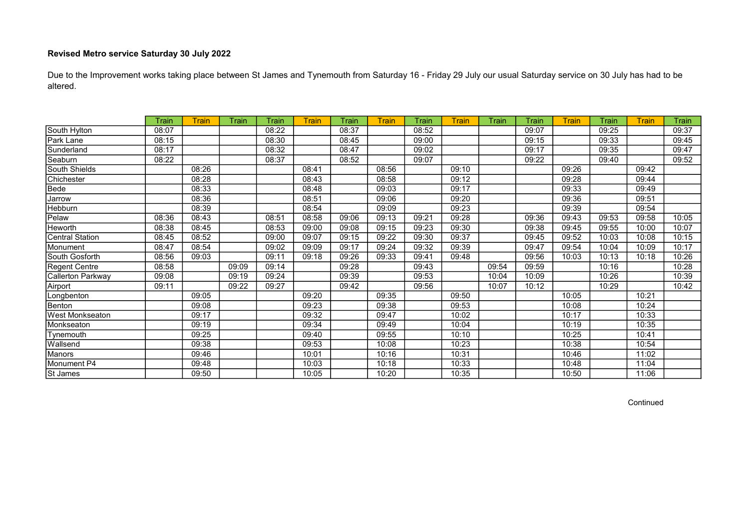**Revised Metro service Saturday 30 July 2022**

Due to the Improvement works taking place between St James and Tynemouth from Saturday 16 - Friday 29 July our usual Saturday service on 30 July has had to be altered.

| | Train | Train | Train | Train | Train | Train | Train | Train | Train | Train | Train | Train | Train | Train | Train |
|---|---|---|---|---|---|---|---|---|---|---|---|---|---|---|---|
| South Hylton | 08:07 | | | 08:22 | | 08:37 | | 08:52 | | | 09:07 | | 09:25 | | 09:37 |
| Park Lane | 08:15 | | | 08:30 | | 08:45 | | 09:00 | | | 09:15 | | 09:33 | | 09:45 |
| Sunderland | 08:17 | | | 08:32 | | 08:47 | | 09:02 | | | 09:17 | | 09:35 | | 09:47 |
| Seaburn | 08:22 | | | 08:37 | | 08:52 | | 09:07 | | | 09:22 | | 09:40 | | 09:52 |
| South Shields | | 08:26 | | | 08:41 | | 08:56 | | 09:10 | | | 09:26 | | 09:42 | |
| Chichester | | 08:28 | | | 08:43 | | 08:58 | | 09:12 | | | 09:28 | | 09:44 | |
| Bede | | 08:33 | | | 08:48 | | 09:03 | | 09:17 | | | 09:33 | | 09:49 | |
| Jarrow | | 08:36 | | | 08:51 | | 09:06 | | 09:20 | | | 09:36 | | 09:51 | |
| Hebburn | | 08:39 | | | 08:54 | | 09:09 | | 09:23 | | | 09:39 | | 09:54 | |
| Pelaw | 08:36 | 08:43 | | 08:51 | 08:58 | 09:06 | 09:13 | 09:21 | 09:28 | | 09:36 | 09:43 | 09:53 | 09:58 | 10:05 |
| Heworth | 08:38 | 08:45 | | 08:53 | 09:00 | 09:08 | 09:15 | 09:23 | 09:30 | | 09:38 | 09:45 | 09:55 | 10:00 | 10:07 |
| Central Station | 08:45 | 08:52 | | 09:00 | 09:07 | 09:15 | 09:22 | 09:30 | 09:37 | | 09:45 | 09:52 | 10:03 | 10:08 | 10:15 |
| Monument | 08:47 | 08:54 | | 09:02 | 09:09 | 09:17 | 09:24 | 09:32 | 09:39 | | 09:47 | 09:54 | 10:04 | 10:09 | 10:17 |
| South Gosforth | 08:56 | 09:03 | | 09:11 | 09:18 | 09:26 | 09:33 | 09:41 | 09:48 | | 09:56 | 10:03 | 10:13 | 10:18 | 10:26 |
| Regent Centre | 08:58 | | 09:09 | 09:14 | | 09:28 | | 09:43 | | 09:54 | 09:59 | | 10:16 | | 10:28 |
| Callerton Parkway | 09:08 | | 09:19 | 09:24 | | 09:39 | | 09:53 | | 10:04 | 10:09 | | 10:26 | | 10:39 |
| Airport | 09:11 | | 09:22 | 09:27 | | 09:42 | | 09:56 | | 10:07 | 10:12 | | 10:29 | | 10:42 |
| Longbenton | | 09:05 | | | 09:20 | | 09:35 | | 09:50 | | | 10:05 | | 10:21 | |
| Benton | | 09:08 | | | 09:23 | | 09:38 | | 09:53 | | | 10:08 | | 10:24 | |
| West Monkseaton | | 09:17 | | | 09:32 | | 09:47 | | 10:02 | | | 10:17 | | 10:33 | |
| Monkseaton | | 09:19 | | | 09:34 | | 09:49 | | 10:04 | | | 10:19 | | 10:35 | |
| Tynemouth | | 09:25 | | | 09:40 | | 09:55 | | 10:10 | | | 10:25 | | 10:41 | |
| Wallsend | | 09:38 | | | 09:53 | | 10:08 | | 10:23 | | | 10:38 | | 10:54 | |
| Manors | | 09:46 | | | 10:01 | | 10:16 | | 10:31 | | | 10:46 | | 11:02 | |
| Monument P4 | | 09:48 | | | 10:03 | | 10:18 | | 10:33 | | | 10:48 | | 11:04 | |
| St James | | 09:50 | | | 10:05 | | 10:20 | | 10:35 | | | 10:50 | | 11:06 | |

Continued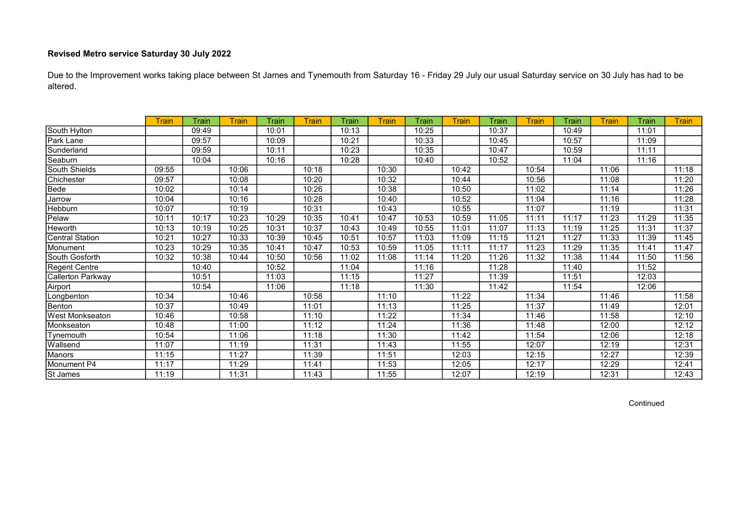**Revised Metro service Saturday 30 July 2022**

Due to the Improvement works taking place between St James and Tynemouth from Saturday 16 - Friday 29 July our usual Saturday service on 30 July has had to be altered.

| | Train | Train | Train | Train | Train | Train | Train | Train | Train | Train | Train | Train | Train | Train | Train |
|---|---|---|---|---|---|---|---|---|---|---|---|---|---|---|---|
| South Hylton | | 09:49 | | 10:01 | | 10:13 | | 10:25 | | 10:37 | | 10:49 | | 11:01 | |
| Park Lane | | 09:57 | | 10:09 | | 10:21 | | 10:33 | | 10:45 | | 10:57 | | 11:09 | |
| Sunderland | | 09:59 | | 10:11 | | 10:23 | | 10:35 | | 10:47 | | 10:59 | | 11:11 | |
| Seaburn | | 10:04 | | 10:16 | | 10:28 | | 10:40 | | 10:52 | | 11:04 | | 11:16 | |
| South Shields | 09:55 | | 10:06 | | 10:18 | | 10:30 | | 10:42 | | 10:54 | | 11:06 | | 11:18 |
| Chichester | 09:57 | | 10:08 | | 10:20 | | 10:32 | | 10:44 | | 10:56 | | 11:08 | | 11:20 |
| Bede | 10:02 | | 10:14 | | 10:26 | | 10:38 | | 10:50 | | 11:02 | | 11:14 | | 11:26 |
| Jarrow | 10:04 | | 10:16 | | 10:28 | | 10:40 | | 10:52 | | 11:04 | | 11:16 | | 11:28 |
| Hebburn | 10:07 | | 10:19 | | 10:31 | | 10:43 | | 10:55 | | 11:07 | | 11:19 | | 11:31 |
| Pelaw | 10:11 | 10:17 | 10:23 | 10:29 | 10:35 | 10:41 | 10:47 | 10:53 | 10:59 | 11:05 | 11:11 | 11:17 | 11:23 | 11:29 | 11:35 |
| Heworth | 10:13 | 10:19 | 10:25 | 10:31 | 10:37 | 10:43 | 10:49 | 10:55 | 11:01 | 11:07 | 11:13 | 11:19 | 11:25 | 11:31 | 11:37 |
| Central Station | 10:21 | 10:27 | 10:33 | 10:39 | 10:45 | 10:51 | 10:57 | 11:03 | 11:09 | 11:15 | 11:21 | 11:27 | 11:33 | 11:39 | 11:45 |
| Monument | 10:23 | 10:29 | 10:35 | 10:41 | 10:47 | 10:53 | 10:59 | 11:05 | 11:11 | 11:17 | 11:23 | 11:29 | 11:35 | 11:41 | 11:47 |
| South Gosforth | 10:32 | 10:38 | 10:44 | 10:50 | 10:56 | 11:02 | 11:08 | 11:14 | 11:20 | 11:26 | 11:32 | 11:38 | 11:44 | 11:50 | 11:56 |
| Regent Centre | | 10:40 | | 10:52 | | 11:04 | | 11:16 | | 11:28 | | 11:40 | | 11:52 | |
| Callerton Parkway | | 10:51 | | 11:03 | | 11:15 | | 11:27 | | 11:39 | | 11:51 | | 12:03 | |
| Airport | | 10:54 | | 11:06 | | 11:18 | | 11:30 | | 11:42 | | 11:54 | | 12:06 | |
| Longbenton | 10:34 | | 10:46 | | 10:58 | | 11:10 | | 11:22 | | 11:34 | | 11:46 | | 11:58 |
| Benton | 10:37 | | 10:49 | | 11:01 | | 11:13 | | 11:25 | | 11:37 | | 11:49 | | 12:01 |
| West Monkseaton | 10:46 | | 10:58 | | 11:10 | | 11:22 | | 11:34 | | 11:46 | | 11:58 | | 12:10 |
| Monkseaton | 10:48 | | 11:00 | | 11:12 | | 11:24 | | 11:36 | | 11:48 | | 12:00 | | 12:12 |
| Tynemouth | 10:54 | | 11:06 | | 11:18 | | 11:30 | | 11:42 | | 11:54 | | 12:06 | | 12:18 |
| Wallsend | 11:07 | | 11:19 | | 11:31 | | 11:43 | | 11:55 | | 12:07 | | 12:19 | | 12:31 |
| Manors | 11:15 | | 11:27 | | 11:39 | | 11:51 | | 12:03 | | 12:15 | | 12:27 | | 12:39 |
| Monument P4 | 11:17 | | 11:29 | | 11:41 | | 11:53 | | 12:05 | | 12:17 | | 12:29 | | 12:41 |
| St James | 11:19 | | 11:31 | | 11:43 | | 11:55 | | 12:07 | | 12:19 | | 12:31 | | 12:43 |

Continued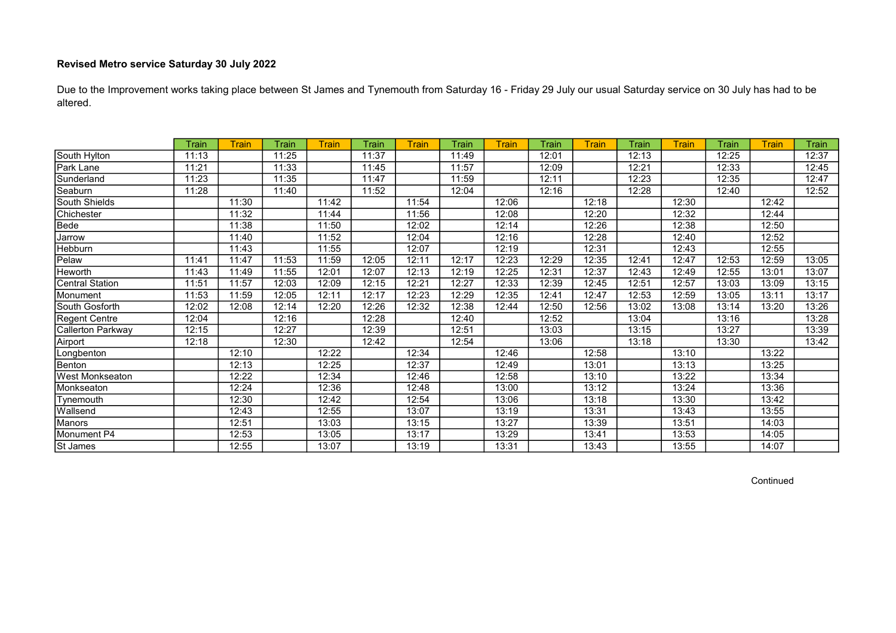**Revised Metro service Saturday 30 July 2022**

Due to the Improvement works taking place between St James and Tynemouth from Saturday 16 - Friday 29 July our usual Saturday service on 30 July has had to be altered.

| | Train | Train | Train | Train | Train | Train | Train | Train | Train | Train | Train | Train | Train | Train | Train |
|---|---|---|---|---|---|---|---|---|---|---|---|---|---|---|---|
| South Hylton | 11:13 | | 11:25 | | 11:37 | | 11:49 | | 12:01 | | 12:13 | | 12:25 | | 12:37 |
| Park Lane | 11:21 | | 11:33 | | 11:45 | | 11:57 | | 12:09 | | 12:21 | | 12:33 | | 12:45 |
| Sunderland | 11:23 | | 11:35 | | 11:47 | | 11:59 | | 12:11 | | 12:23 | | 12:35 | | 12:47 |
| Seaburn | 11:28 | | 11:40 | | 11:52 | | 12:04 | | 12:16 | | 12:28 | | 12:40 | | 12:52 |
| South Shields | | 11:30 | | 11:42 | | 11:54 | | 12:06 | | 12:18 | | 12:30 | | 12:42 | |
| Chichester | | 11:32 | | 11:44 | | 11:56 | | 12:08 | | 12:20 | | 12:32 | | 12:44 | |
| Bede | | 11:38 | | 11:50 | | 12:02 | | 12:14 | | 12:26 | | 12:38 | | 12:50 | |
| Jarrow | | 11:40 | | 11:52 | | 12:04 | | 12:16 | | 12:28 | | 12:40 | | 12:52 | |
| Hebburn | | 11:43 | | 11:55 | | 12:07 | | 12:19 | | 12:31 | | 12:43 | | 12:55 | |
| Pelaw | 11:41 | 11:47 | 11:53 | 11:59 | 12:05 | 12:11 | 12:17 | 12:23 | 12:29 | 12:35 | 12:41 | 12:47 | 12:53 | 12:59 | 13:05 |
| Heworth | 11:43 | 11:49 | 11:55 | 12:01 | 12:07 | 12:13 | 12:19 | 12:25 | 12:31 | 12:37 | 12:43 | 12:49 | 12:55 | 13:01 | 13:07 |
| Central Station | 11:51 | 11:57 | 12:03 | 12:09 | 12:15 | 12:21 | 12:27 | 12:33 | 12:39 | 12:45 | 12:51 | 12:57 | 13:03 | 13:09 | 13:15 |
| Monument | 11:53 | 11:59 | 12:05 | 12:11 | 12:17 | 12:23 | 12:29 | 12:35 | 12:41 | 12:47 | 12:53 | 12:59 | 13:05 | 13:11 | 13:17 |
| South Gosforth | 12:02 | 12:08 | 12:14 | 12:20 | 12:26 | 12:32 | 12:38 | 12:44 | 12:50 | 12:56 | 13:02 | 13:08 | 13:14 | 13:20 | 13:26 |
| Regent Centre | 12:04 | | 12:16 | | 12:28 | | 12:40 | | 12:52 | | 13:04 | | 13:16 | | 13:28 |
| Callerton Parkway | 12:15 | | 12:27 | | 12:39 | | 12:51 | | 13:03 | | 13:15 | | 13:27 | | 13:39 |
| Airport | 12:18 | | 12:30 | | 12:42 | | 12:54 | | 13:06 | | 13:18 | | 13:30 | | 13:42 |
| Longbenton | | 12:10 | | 12:22 | | 12:34 | | 12:46 | | 12:58 | | 13:10 | | 13:22 | |
| Benton | | 12:13 | | 12:25 | | 12:37 | | 12:49 | | 13:01 | | 13:13 | | 13:25 | |
| West Monkseaton | | 12:22 | | 12:34 | | 12:46 | | 12:58 | | 13:10 | | 13:22 | | 13:34 | |
| Monkseaton | | 12:24 | | 12:36 | | 12:48 | | 13:00 | | 13:12 | | 13:24 | | 13:36 | |
| Tynemouth | | 12:30 | | 12:42 | | 12:54 | | 13:06 | | 13:18 | | 13:30 | | 13:42 | |
| Wallsend | | 12:43 | | 12:55 | | 13:07 | | 13:19 | | 13:31 | | 13:43 | | 13:55 | |
| Manors | | 12:51 | | 13:03 | | 13:15 | | 13:27 | | 13:39 | | 13:51 | | 14:03 | |
| Monument P4 | | 12:53 | | 13:05 | | 13:17 | | 13:29 | | 13:41 | | 13:53 | | 14:05 | |
| St James | | 12:55 | | 13:07 | | 13:19 | | 13:31 | | 13:43 | | 13:55 | | 14:07 | |

Continued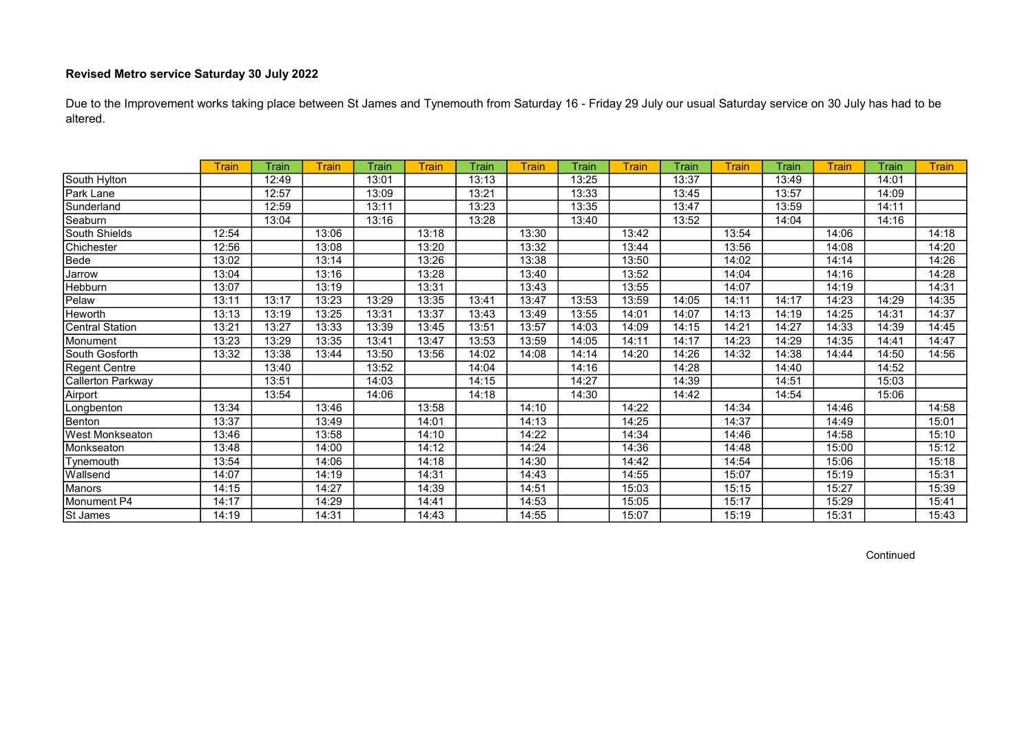**Revised Metro service Saturday 30 July 2022**

Due to the Improvement works taking place between St James and Tynemouth from Saturday 16 - Friday 29 July our usual Saturday service on 30 July has had to be altered.

| | Train | Train | Train | Train | Train | Train | Train | Train | Train | Train | Train | Train | Train | Train | Train |
|---|---|---|---|---|---|---|---|---|---|---|---|---|---|---|---|
| South Hylton | | 12:49 | | 13:01 | | 13:13 | | 13:25 | | 13:37 | | 13:49 | | 14:01 | |
| Park Lane | | 12:57 | | 13:09 | | 13:21 | | 13:33 | | 13:45 | | 13:57 | | 14:09 | |
| Sunderland | | 12:59 | | 13:11 | | 13:23 | | 13:35 | | 13:47 | | 13:59 | | 14:11 | |
| Seaburn | | 13:04 | | 13:16 | | 13:28 | | 13:40 | | 13:52 | | 14:04 | | 14:16 | |
| South Shields | 12:54 | | 13:06 | | 13:18 | | 13:30 | | 13:42 | | 13:54 | | 14:06 | | 14:18 |
| Chichester | 12:56 | | 13:08 | | 13:20 | | 13:32 | | 13:44 | | 13:56 | | 14:08 | | 14:20 |
| Bede | 13:02 | | 13:14 | | 13:26 | | 13:38 | | 13:50 | | 14:02 | | 14:14 | | 14:26 |
| Jarrow | 13:04 | | 13:16 | | 13:28 | | 13:40 | | 13:52 | | 14:04 | | 14:16 | | 14:28 |
| Hebburn | 13:07 | | 13:19 | | 13:31 | | 13:43 | | 13:55 | | 14:07 | | 14:19 | | 14:31 |
| Pelaw | 13:11 | 13:17 | 13:23 | 13:29 | 13:35 | 13:41 | 13:47 | 13:53 | 13:59 | 14:05 | 14:11 | 14:17 | 14:23 | 14:29 | 14:35 |
| Heworth | 13:13 | 13:19 | 13:25 | 13:31 | 13:37 | 13:43 | 13:49 | 13:55 | 14:01 | 14:07 | 14:13 | 14:19 | 14:25 | 14:31 | 14:37 |
| Central Station | 13:21 | 13:27 | 13:33 | 13:39 | 13:45 | 13:51 | 13:57 | 14:03 | 14:09 | 14:15 | 14:21 | 14:27 | 14:33 | 14:39 | 14:45 |
| Monument | 13:23 | 13:29 | 13:35 | 13:41 | 13:47 | 13:53 | 13:59 | 14:05 | 14:11 | 14:17 | 14:23 | 14:29 | 14:35 | 14:41 | 14:47 |
| South Gosforth | 13:32 | 13:38 | 13:44 | 13:50 | 13:56 | 14:02 | 14:08 | 14:14 | 14:20 | 14:26 | 14:32 | 14:38 | 14:44 | 14:50 | 14:56 |
| Regent Centre | | 13:40 | | 13:52 | | 14:04 | | 14:16 | | 14:28 | | 14:40 | | 14:52 | |
| Callerton Parkway | | 13:51 | | 14:03 | | 14:15 | | 14:27 | | 14:39 | | 14:51 | | 15:03 | |
| Airport | | 13:54 | | 14:06 | | 14:18 | | 14:30 | | 14:42 | | 14:54 | | 15:06 | |
| Longbenton | 13:34 | | 13:46 | | 13:58 | | 14:10 | | 14:22 | | 14:34 | | 14:46 | | 14:58 |
| Benton | 13:37 | | 13:49 | | 14:01 | | 14:13 | | 14:25 | | 14:37 | | 14:49 | | 15:01 |
| West Monkseaton | 13:46 | | 13:58 | | 14:10 | | 14:22 | | 14:34 | | 14:46 | | 14:58 | | 15:10 |
| Monkseaton | 13:48 | | 14:00 | | 14:12 | | 14:24 | | 14:36 | | 14:48 | | 15:00 | | 15:12 |
| Tynemouth | 13:54 | | 14:06 | | 14:18 | | 14:30 | | 14:42 | | 14:54 | | 15:06 | | 15:18 |
| Wallsend | 14:07 | | 14:19 | | 14:31 | | 14:43 | | 14:55 | | 15:07 | | 15:19 | | 15:31 |
| Manors | 14:15 | | 14:27 | | 14:39 | | 14:51 | | 15:03 | | 15:15 | | 15:27 | | 15:39 |
| Monument P4 | 14:17 | | 14:29 | | 14:41 | | 14:53 | | 15:05 | | 15:17 | | 15:29 | | 15:41 |
| St James | 14:19 | | 14:31 | | 14:43 | | 14:55 | | 15:07 | | 15:19 | | 15:31 | | 15:43 |

Continued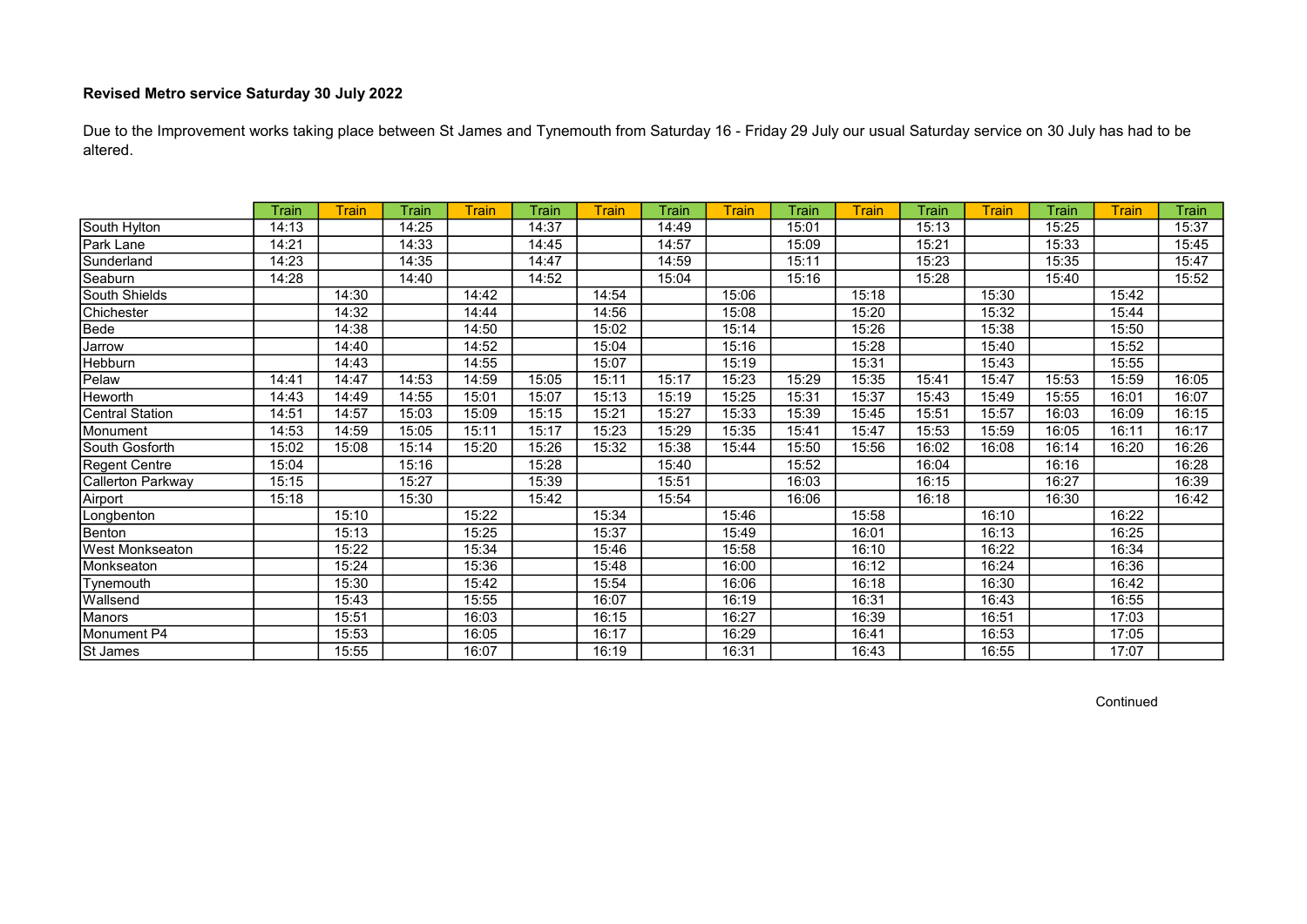**Revised Metro service Saturday 30 July 2022**

Due to the Improvement works taking place between St James and Tynemouth from Saturday 16 - Friday 29 July our usual Saturday service on 30 July has had to be altered.

| | Train | Train | Train | Train | Train | Train | Train | Train | Train | Train | Train | Train | Train | Train | Train |
|---|---|---|---|---|---|---|---|---|---|---|---|---|---|---|---|
| South Hylton | 14:13 | | 14:25 | | 14:37 | | 14:49 | | 15:01 | | 15:13 | | 15:25 | | 15:37 |
| Park Lane | 14:21 | | 14:33 | | 14:45 | | 14:57 | | 15:09 | | 15:21 | | 15:33 | | 15:45 |
| Sunderland | 14:23 | | 14:35 | | 14:47 | | 14:59 | | 15:11 | | 15:23 | | 15:35 | | 15:47 |
| Seaburn | 14:28 | | 14:40 | | 14:52 | | 15:04 | | 15:16 | | 15:28 | | 15:40 | | 15:52 |
| South Shields | | 14:30 | | 14:42 | | 14:54 | | 15:06 | | 15:18 | | 15:30 | | 15:42 | |
| Chichester | | 14:32 | | 14:44 | | 14:56 | | 15:08 | | 15:20 | | 15:32 | | 15:44 | |
| Bede | | 14:38 | | 14:50 | | 15:02 | | 15:14 | | 15:26 | | 15:38 | | 15:50 | |
| Jarrow | | 14:40 | | 14:52 | | 15:04 | | 15:16 | | 15:28 | | 15:40 | | 15:52 | |
| Hebburn | | 14:43 | | 14:55 | | 15:07 | | 15:19 | | 15:31 | | 15:43 | | 15:55 | |
| Pelaw | 14:41 | 14:47 | 14:53 | 14:59 | 15:05 | 15:11 | 15:17 | 15:23 | 15:29 | 15:35 | 15:41 | 15:47 | 15:53 | 15:59 | 16:05 |
| Heworth | 14:43 | 14:49 | 14:55 | 15:01 | 15:07 | 15:13 | 15:19 | 15:25 | 15:31 | 15:37 | 15:43 | 15:49 | 15:55 | 16:01 | 16:07 |
| Central Station | 14:51 | 14:57 | 15:03 | 15:09 | 15:15 | 15:21 | 15:27 | 15:33 | 15:39 | 15:45 | 15:51 | 15:57 | 16:03 | 16:09 | 16:15 |
| Monument | 14:53 | 14:59 | 15:05 | 15:11 | 15:17 | 15:23 | 15:29 | 15:35 | 15:41 | 15:47 | 15:53 | 15:59 | 16:05 | 16:11 | 16:17 |
| South Gosforth | 15:02 | 15:08 | 15:14 | 15:20 | 15:26 | 15:32 | 15:38 | 15:44 | 15:50 | 15:56 | 16:02 | 16:08 | 16:14 | 16:20 | 16:26 |
| Regent Centre | 15:04 | | 15:16 | | 15:28 | | 15:40 | | 15:52 | | 16:04 | | 16:16 | | 16:28 |
| Callerton Parkway | 15:15 | | 15:27 | | 15:39 | | 15:51 | | 16:03 | | 16:15 | | 16:27 | | 16:39 |
| Airport | 15:18 | | 15:30 | | 15:42 | | 15:54 | | 16:06 | | 16:18 | | 16:30 | | 16:42 |
| Longbenton | | 15:10 | | 15:22 | | 15:34 | | 15:46 | | 15:58 | | 16:10 | | 16:22 | |
| Benton | | 15:13 | | 15:25 | | 15:37 | | 15:49 | | 16:01 | | 16:13 | | 16:25 | |
| West Monkseaton | | 15:22 | | 15:34 | | 15:46 | | 15:58 | | 16:10 | | 16:22 | | 16:34 | |
| Monkseaton | | 15:24 | | 15:36 | | 15:48 | | 16:00 | | 16:12 | | 16:24 | | 16:36 | |
| Tynemouth | | 15:30 | | 15:42 | | 15:54 | | 16:06 | | 16:18 | | 16:30 | | 16:42 | |
| Wallsend | | 15:43 | | 15:55 | | 16:07 | | 16:19 | | 16:31 | | 16:43 | | 16:55 | |
| Manors | | 15:51 | | 16:03 | | 16:15 | | 16:27 | | 16:39 | | 16:51 | | 17:03 | |
| Monument P4 | | 15:53 | | 16:05 | | 16:17 | | 16:29 | | 16:41 | | 16:53 | | 17:05 | |
| St James | | 15:55 | | 16:07 | | 16:19 | | 16:31 | | 16:43 | | 16:55 | | 17:07 | |

Continued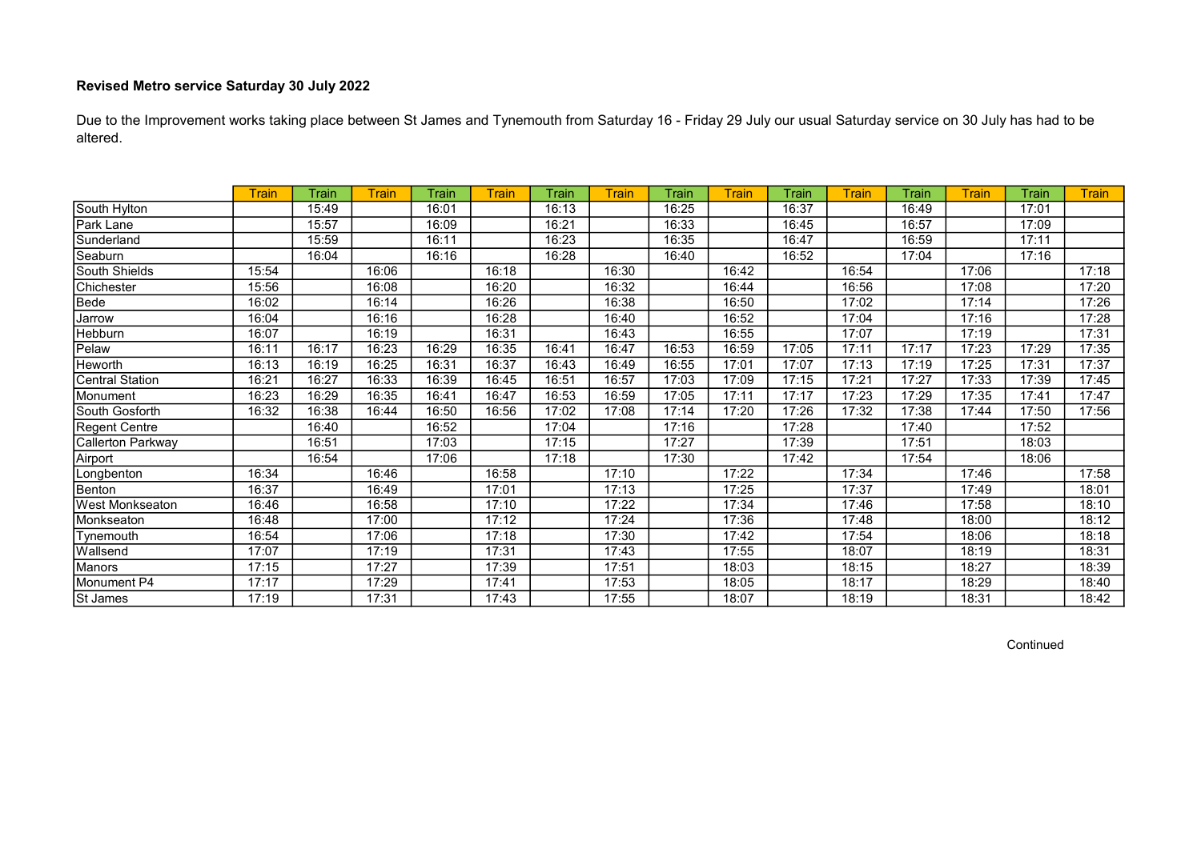**Revised Metro service Saturday 30 July 2022**

Due to the Improvement works taking place between St James and Tynemouth from Saturday 16 - Friday 29 July our usual Saturday service on 30 July has had to be altered.

| | Train | Train | Train | Train | Train | Train | Train | Train | Train | Train | Train | Train | Train | Train | Train |
|---|---|---|---|---|---|---|---|---|---|---|---|---|---|---|---|
| South Hylton | | 15:49 | | 16:01 | | 16:13 | | 16:25 | | 16:37 | | 16:49 | | 17:01 | |
| Park Lane | | 15:57 | | 16:09 | | 16:21 | | 16:33 | | 16:45 | | 16:57 | | 17:09 | |
| Sunderland | | 15:59 | | 16:11 | | 16:23 | | 16:35 | | 16:47 | | 16:59 | | 17:11 | |
| Seaburn | | 16:04 | | 16:16 | | 16:28 | | 16:40 | | 16:52 | | 17:04 | | 17:16 | |
| South Shields | 15:54 | | 16:06 | | 16:18 | | 16:30 | | 16:42 | | 16:54 | | 17:06 | | 17:18 |
| Chichester | 15:56 | | 16:08 | | 16:20 | | 16:32 | | 16:44 | | 16:56 | | 17:08 | | 17:20 |
| Bede | 16:02 | | 16:14 | | 16:26 | | 16:38 | | 16:50 | | 17:02 | | 17:14 | | 17:26 |
| Jarrow | 16:04 | | 16:16 | | 16:28 | | 16:40 | | 16:52 | | 17:04 | | 17:16 | | 17:28 |
| Hebburn | 16:07 | | 16:19 | | 16:31 | | 16:43 | | 16:55 | | 17:07 | | 17:19 | | 17:31 |
| Pelaw | 16:11 | 16:17 | 16:23 | 16:29 | 16:35 | 16:41 | 16:47 | 16:53 | 16:59 | 17:05 | 17:11 | 17:17 | 17:23 | 17:29 | 17:35 |
| Heworth | 16:13 | 16:19 | 16:25 | 16:31 | 16:37 | 16:43 | 16:49 | 16:55 | 17:01 | 17:07 | 17:13 | 17:19 | 17:25 | 17:31 | 17:37 |
| Central Station | 16:21 | 16:27 | 16:33 | 16:39 | 16:45 | 16:51 | 16:57 | 17:03 | 17:09 | 17:15 | 17:21 | 17:27 | 17:33 | 17:39 | 17:45 |
| Monument | 16:23 | 16:29 | 16:35 | 16:41 | 16:47 | 16:53 | 16:59 | 17:05 | 17:11 | 17:17 | 17:23 | 17:29 | 17:35 | 17:41 | 17:47 |
| South Gosforth | 16:32 | 16:38 | 16:44 | 16:50 | 16:56 | 17:02 | 17:08 | 17:14 | 17:20 | 17:26 | 17:32 | 17:38 | 17:44 | 17:50 | 17:56 |
| Regent Centre | | 16:40 | | 16:52 | | 17:04 | | 17:16 | | 17:28 | | 17:40 | | 17:52 | |
| Callerton Parkway | | 16:51 | | 17:03 | | 17:15 | | 17:27 | | 17:39 | | 17:51 | | 18:03 | |
| Airport | | 16:54 | | 17:06 | | 17:18 | | 17:30 | | 17:42 | | 17:54 | | 18:06 | |
| Longbenton | 16:34 | | 16:46 | | 16:58 | | 17:10 | | 17:22 | | 17:34 | | 17:46 | | 17:58 |
| Benton | 16:37 | | 16:49 | | 17:01 | | 17:13 | | 17:25 | | 17:37 | | 17:49 | | 18:01 |
| West Monkseaton | 16:46 | | 16:58 | | 17:10 | | 17:22 | | 17:34 | | 17:46 | | 17:58 | | 18:10 |
| Monkseaton | 16:48 | | 17:00 | | 17:12 | | 17:24 | | 17:36 | | 17:48 | | 18:00 | | 18:12 |
| Tynemouth | 16:54 | | 17:06 | | 17:18 | | 17:30 | | 17:42 | | 17:54 | | 18:06 | | 18:18 |
| Wallsend | 17:07 | | 17:19 | | 17:31 | | 17:43 | | 17:55 | | 18:07 | | 18:19 | | 18:31 |
| Manors | 17:15 | | 17:27 | | 17:39 | | 17:51 | | 18:03 | | 18:15 | | 18:27 | | 18:39 |
| Monument P4 | 17:17 | | 17:29 | | 17:41 | | 17:53 | | 18:05 | | 18:17 | | 18:29 | | 18:40 |
| St James | 17:19 | | 17:31 | | 17:43 | | 17:55 | | 18:07 | | 18:19 | | 18:31 | | 18:42 |

Continued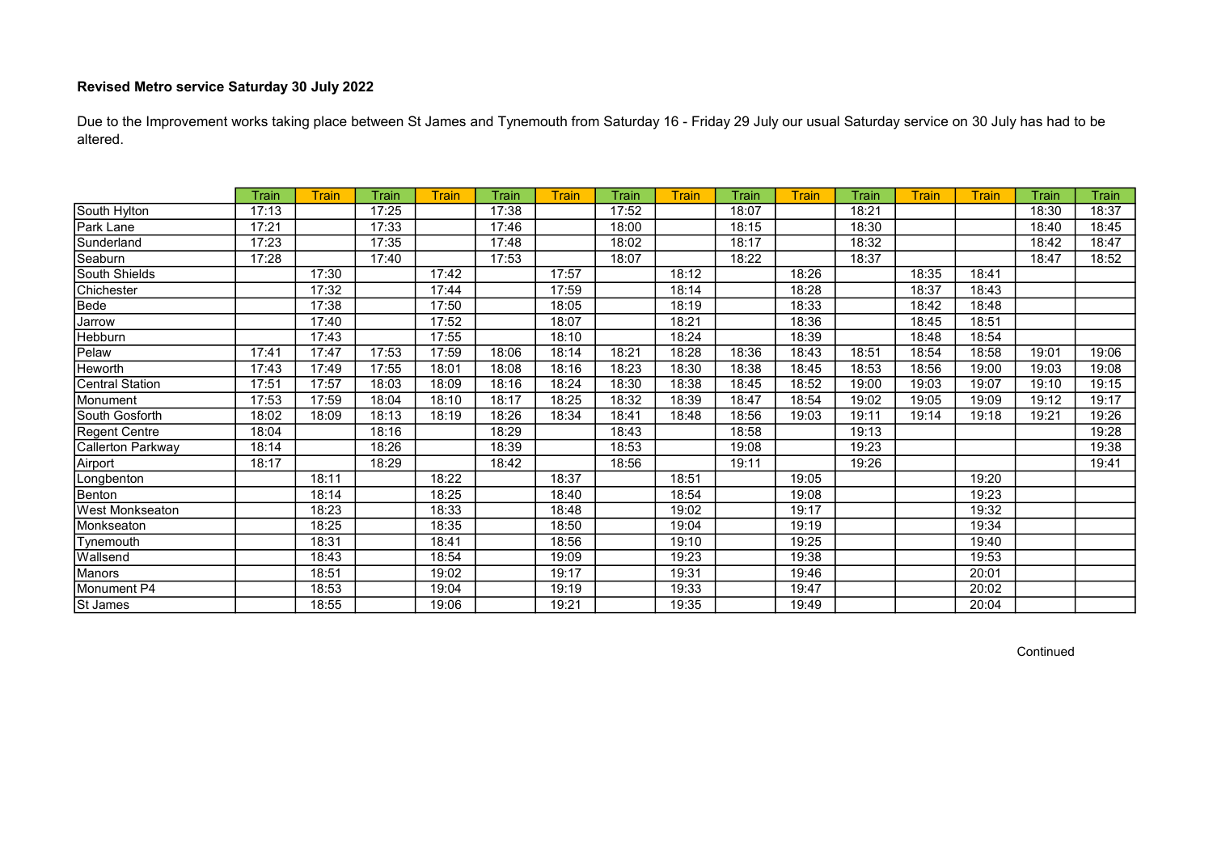**Revised Metro service Saturday 30 July 2022**

Due to the Improvement works taking place between St James and Tynemouth from Saturday 16 - Friday 29 July our usual Saturday service on 30 July has had to be altered.

| | Train | Train | Train | Train | Train | Train | Train | Train | Train | Train | Train | Train | Train | Train | Train |
|---|---|---|---|---|---|---|---|---|---|---|---|---|---|---|---|
| South Hylton | 17:13 | | 17:25 | | 17:38 | | 17:52 | | 18:07 | | 18:21 | | | 18:30 | 18:37 |
| Park Lane | 17:21 | | 17:33 | | 17:46 | | 18:00 | | 18:15 | | 18:30 | | | 18:40 | 18:45 |
| Sunderland | 17:23 | | 17:35 | | 17:48 | | 18:02 | | 18:17 | | 18:32 | | | 18:42 | 18:47 |
| Seaburn | 17:28 | | 17:40 | | 17:53 | | 18:07 | | 18:22 | | 18:37 | | | 18:47 | 18:52 |
| South Shields | | 17:30 | | 17:42 | | 17:57 | | 18:12 | | 18:26 | | 18:35 | 18:41 | | |
| Chichester | | 17:32 | | 17:44 | | 17:59 | | 18:14 | | 18:28 | | 18:37 | 18:43 | | |
| Bede | | 17:38 | | 17:50 | | 18:05 | | 18:19 | | 18:33 | | 18:42 | 18:48 | | |
| Jarrow | | 17:40 | | 17:52 | | 18:07 | | 18:21 | | 18:36 | | 18:45 | 18:51 | | |
| Hebburn | | 17:43 | | 17:55 | | 18:10 | | 18:24 | | 18:39 | | 18:48 | 18:54 | | |
| Pelaw | 17:41 | 17:47 | 17:53 | 17:59 | 18:06 | 18:14 | 18:21 | 18:28 | 18:36 | 18:43 | 18:51 | 18:54 | 18:58 | 19:01 | 19:06 |
| Heworth | 17:43 | 17:49 | 17:55 | 18:01 | 18:08 | 18:16 | 18:23 | 18:30 | 18:38 | 18:45 | 18:53 | 18:56 | 19:00 | 19:03 | 19:08 |
| Central Station | 17:51 | 17:57 | 18:03 | 18:09 | 18:16 | 18:24 | 18:30 | 18:38 | 18:45 | 18:52 | 19:00 | 19:03 | 19:07 | 19:10 | 19:15 |
| Monument | 17:53 | 17:59 | 18:04 | 18:10 | 18:17 | 18:25 | 18:32 | 18:39 | 18:47 | 18:54 | 19:02 | 19:05 | 19:09 | 19:12 | 19:17 |
| South Gosforth | 18:02 | 18:09 | 18:13 | 18:19 | 18:26 | 18:34 | 18:41 | 18:48 | 18:56 | 19:03 | 19:11 | 19:14 | 19:18 | 19:21 | 19:26 |
| Regent Centre | 18:04 | | 18:16 | | 18:29 | | 18:43 | | 18:58 | | 19:13 | | | | 19:28 |
| Callerton Parkway | 18:14 | | 18:26 | | 18:39 | | 18:53 | | 19:08 | | 19:23 | | | | 19:38 |
| Airport | 18:17 | | 18:29 | | 18:42 | | 18:56 | | 19:11 | | 19:26 | | | | 19:41 |
| Longbenton | | 18:11 | | 18:22 | | 18:37 | | 18:51 | | 19:05 | | | 19:20 | | |
| Benton | | 18:14 | | 18:25 | | 18:40 | | 18:54 | | 19:08 | | | 19:23 | | |
| West Monkseaton | | 18:23 | | 18:33 | | 18:48 | | 19:02 | | 19:17 | | | 19:32 | | |
| Monkseaton | | 18:25 | | 18:35 | | 18:50 | | 19:04 | | 19:19 | | | 19:34 | | |
| Tynemouth | | 18:31 | | 18:41 | | 18:56 | | 19:10 | | 19:25 | | | 19:40 | | |
| Wallsend | | 18:43 | | 18:54 | | 19:09 | | 19:23 | | 19:38 | | | 19:53 | | |
| Manors | | 18:51 | | 19:02 | | 19:17 | | 19:31 | | 19:46 | | | 20:01 | | |
| Monument P4 | | 18:53 | | 19:04 | | 19:19 | | 19:33 | | 19:47 | | | 20:02 | | |
| St James | | 18:55 | | 19:06 | | 19:21 | | 19:35 | | 19:49 | | | 20:04 | | |

Continued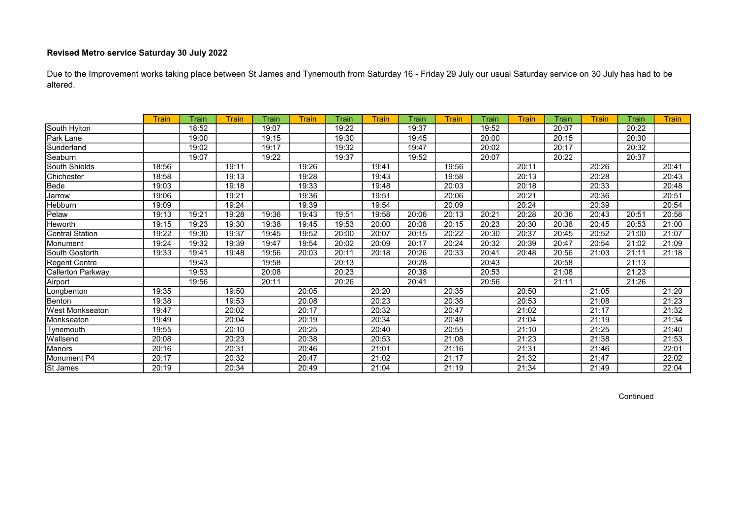**Revised Metro service Saturday 30 July 2022**

Due to the Improvement works taking place between St James and Tynemouth from Saturday 16 - Friday 29 July our usual Saturday service on 30 July has had to be altered.

| | Train | Train | Train | Train | Train | Train | Train | Train | Train | Train | Train | Train | Train | Train | Train |
|---|---|---|---|---|---|---|---|---|---|---|---|---|---|---|---|
| South Hylton | | 18:52 | | 19:07 | | 19:22 | | 19:37 | | 19:52 | | 20:07 | | 20:22 | |
| Park Lane | | 19:00 | | 19:15 | | 19:30 | | 19:45 | | 20:00 | | 20:15 | | 20:30 | |
| Sunderland | | 19:02 | | 19:17 | | 19:32 | | 19:47 | | 20:02 | | 20:17 | | 20:32 | |
| Seaburn | | 19:07 | | 19:22 | | 19:37 | | 19:52 | | 20:07 | | 20:22 | | 20:37 | |
| South Shields | 18:56 | | 19:11 | | 19:26 | | 19:41 | | 19:56 | | 20:11 | | 20:26 | | 20:41 |
| Chichester | 18:58 | | 19:13 | | 19:28 | | 19:43 | | 19:58 | | 20:13 | | 20:28 | | 20:43 |
| Bede | 19:03 | | 19:18 | | 19:33 | | 19:48 | | 20:03 | | 20:18 | | 20:33 | | 20:48 |
| Jarrow | 19:06 | | 19:21 | | 19:36 | | 19:51 | | 20:06 | | 20:21 | | 20:36 | | 20:51 |
| Hebburn | 19:09 | | 19:24 | | 19:39 | | 19:54 | | 20:09 | | 20:24 | | 20:39 | | 20:54 |
| Pelaw | 19:13 | 19:21 | 19:28 | 19:36 | 19:43 | 19:51 | 19:58 | 20:06 | 20:13 | 20:21 | 20:28 | 20:36 | 20:43 | 20:51 | 20:58 |
| Heworth | 19:15 | 19:23 | 19:30 | 19:38 | 19:45 | 19:53 | 20:00 | 20:08 | 20:15 | 20:23 | 20:30 | 20:38 | 20:45 | 20:53 | 21:00 |
| Central Station | 19:22 | 19:30 | 19:37 | 19:45 | 19:52 | 20:00 | 20:07 | 20:15 | 20:22 | 20:30 | 20:37 | 20:45 | 20:52 | 21:00 | 21:07 |
| Monument | 19:24 | 19:32 | 19:39 | 19:47 | 19:54 | 20:02 | 20:09 | 20:17 | 20:24 | 20:32 | 20:39 | 20:47 | 20:54 | 21:02 | 21:09 |
| South Gosforth | 19:33 | 19:41 | 19:48 | 19:56 | 20:03 | 20:11 | 20:18 | 20:26 | 20:33 | 20:41 | 20:48 | 20:56 | 21:03 | 21:11 | 21:18 |
| Regent Centre | | 19:43 | | 19:58 | | 20:13 | | 20:28 | | 20:43 | | 20:58 | | 21:13 | |
| Callerton Parkway | | 19:53 | | 20:08 | | 20:23 | | 20:38 | | 20:53 | | 21:08 | | 21:23 | |
| Airport | | 19:56 | | 20:11 | | 20:26 | | 20:41 | | 20:56 | | 21:11 | | 21:26 | |
| Longbenton | 19:35 | | 19:50 | | 20:05 | | 20:20 | | 20:35 | | 20:50 | | 21:05 | | 21:20 |
| Benton | 19:38 | | 19:53 | | 20:08 | | 20:23 | | 20:38 | | 20:53 | | 21:08 | | 21:23 |
| West Monkseaton | 19:47 | | 20:02 | | 20:17 | | 20:32 | | 20:47 | | 21:02 | | 21:17 | | 21:32 |
| Monkseaton | 19:49 | | 20:04 | | 20:19 | | 20:34 | | 20:49 | | 21:04 | | 21:19 | | 21:34 |
| Tynemouth | 19:55 | | 20:10 | | 20:25 | | 20:40 | | 20:55 | | 21:10 | | 21:25 | | 21:40 |
| Wallsend | 20:08 | | 20:23 | | 20:38 | | 20:53 | | 21:08 | | 21:23 | | 21:38 | | 21:53 |
| Manors | 20:16 | | 20:31 | | 20:46 | | 21:01 | | 21:16 | | 21:31 | | 21:46 | | 22:01 |
| Monument P4 | 20:17 | | 20:32 | | 20:47 | | 21:02 | | 21:17 | | 21:32 | | 21:47 | | 22:02 |
| St James | 20:19 | | 20:34 | | 20:49 | | 21:04 | | 21:19 | | 21:34 | | 21:49 | | 22:04 |

Continued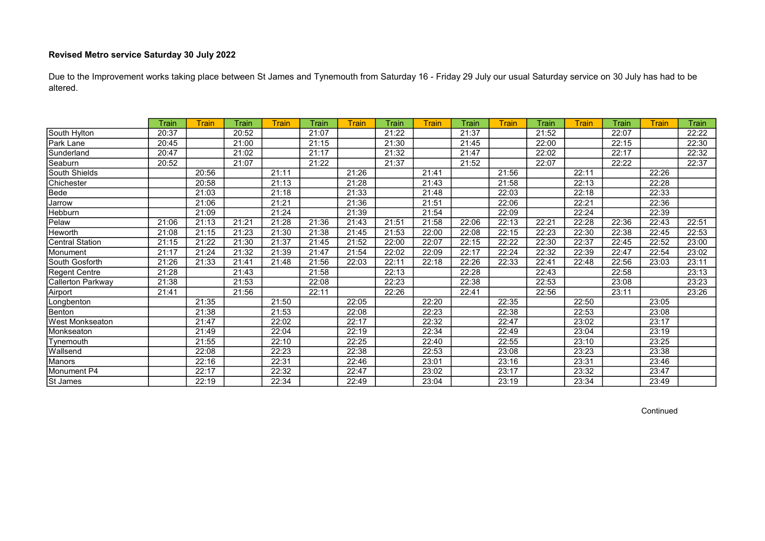**Revised Metro service Saturday 30 July 2022**

Due to the Improvement works taking place between St James and Tynemouth from Saturday 16 - Friday 29 July our usual Saturday service on 30 July has had to be altered.

| | Train | Train | Train | Train | Train | Train | Train | Train | Train | Train | Train | Train | Train | Train | Train |
|---|---|---|---|---|---|---|---|---|---|---|---|---|---|---|---|
| South Hylton | 20:37 | | 20:52 | | 21:07 | | 21:22 | | 21:37 | | 21:52 | | 22:07 | | 22:22 |
| Park Lane | 20:45 | | 21:00 | | 21:15 | | 21:30 | | 21:45 | | 22:00 | | 22:15 | | 22:30 |
| Sunderland | 20:47 | | 21:02 | | 21:17 | | 21:32 | | 21:47 | | 22:02 | | 22:17 | | 22:32 |
| Seaburn | 20:52 | | 21:07 | | 21:22 | | 21:37 | | 21:52 | | 22:07 | | 22:22 | | 22:37 |
| South Shields | | 20:56 | | 21:11 | | 21:26 | | 21:41 | | 21:56 | | 22:11 | | 22:26 | |
| Chichester | | 20:58 | | 21:13 | | 21:28 | | 21:43 | | 21:58 | | 22:13 | | 22:28 | |
| Bede | | 21:03 | | 21:18 | | 21:33 | | 21:48 | | 22:03 | | 22:18 | | 22:33 | |
| Jarrow | | 21:06 | | 21:21 | | 21:36 | | 21:51 | | 22:06 | | 22:21 | | 22:36 | |
| Hebburn | | 21:09 | | 21:24 | | 21:39 | | 21:54 | | 22:09 | | 22:24 | | 22:39 | |
| Pelaw | 21:06 | 21:13 | 21:21 | 21:28 | 21:36 | 21:43 | 21:51 | 21:58 | 22:06 | 22:13 | 22:21 | 22:28 | 22:36 | 22:43 | 22:51 |
| Heworth | 21:08 | 21:15 | 21:23 | 21:30 | 21:38 | 21:45 | 21:53 | 22:00 | 22:08 | 22:15 | 22:23 | 22:30 | 22:38 | 22:45 | 22:53 |
| Central Station | 21:15 | 21:22 | 21:30 | 21:37 | 21:45 | 21:52 | 22:00 | 22:07 | 22:15 | 22:22 | 22:30 | 22:37 | 22:45 | 22:52 | 23:00 |
| Monument | 21:17 | 21:24 | 21:32 | 21:39 | 21:47 | 21:54 | 22:02 | 22:09 | 22:17 | 22:24 | 22:32 | 22:39 | 22:47 | 22:54 | 23:02 |
| South Gosforth | 21:26 | 21:33 | 21:41 | 21:48 | 21:56 | 22:03 | 22:11 | 22:18 | 22:26 | 22:33 | 22:41 | 22:48 | 22:56 | 23:03 | 23:11 |
| Regent Centre | 21:28 | | 21:43 | | 21:58 | | 22:13 | | 22:28 | | 22:43 | | 22:58 | | 23:13 |
| Callerton Parkway | 21:38 | | 21:53 | | 22:08 | | 22:23 | | 22:38 | | 22:53 | | 23:08 | | 23:23 |
| Airport | 21:41 | | 21:56 | | 22:11 | | 22:26 | | 22:41 | | 22:56 | | 23:11 | | 23:26 |
| Longbenton | | 21:35 | | 21:50 | | 22:05 | | 22:20 | | 22:35 | | 22:50 | | 23:05 | |
| Benton | | 21:38 | | 21:53 | | 22:08 | | 22:23 | | 22:38 | | 22:53 | | 23:08 | |
| West Monkseaton | | 21:47 | | 22:02 | | 22:17 | | 22:32 | | 22:47 | | 23:02 | | 23:17 | |
| Monkseaton | | 21:49 | | 22:04 | | 22:19 | | 22:34 | | 22:49 | | 23:04 | | 23:19 | |
| Tynemouth | | 21:55 | | 22:10 | | 22:25 | | 22:40 | | 22:55 | | 23:10 | | 23:25 | |
| Wallsend | | 22:08 | | 22:23 | | 22:38 | | 22:53 | | 23:08 | | 23:23 | | 23:38 | |
| Manors | | 22:16 | | 22:31 | | 22:46 | | 23:01 | | 23:16 | | 23:31 | | 23:46 | |
| Monument P4 | | 22:17 | | 22:32 | | 22:47 | | 23:02 | | 23:17 | | 23:32 | | 23:47 | |
| St James | | 22:19 | | 22:34 | | 22:49 | | 23:04 | | 23:19 | | 23:34 | | 23:49 | |

Continued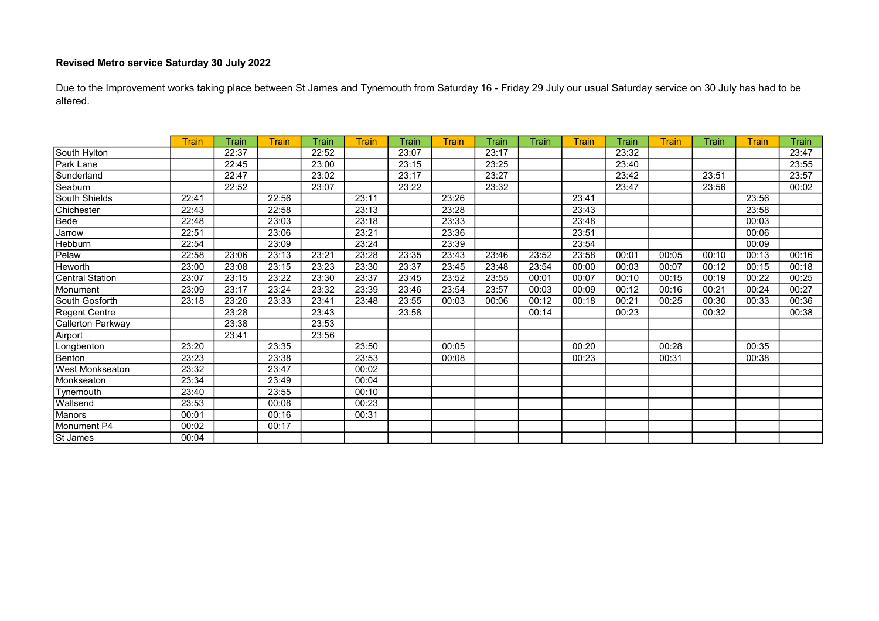**Revised Metro service Saturday 30 July 2022**

Due to the Improvement works taking place between St James and Tynemouth from Saturday 16 - Friday 29 July our usual Saturday service on 30 July has had to be altered.

| | Train | Train | Train | Train | Train | Train | Train | Train | Train | Train | Train | Train | Train | Train | Train |
|---|---|---|---|---|---|---|---|---|---|---|---|---|---|---|---|
| South Hylton | | 22:37 | | 22:52 | | 23:07 | | 23:17 | | | 23:32 | | | | 23:47 |
| Park Lane | | 22:45 | | 23:00 | | 23:15 | | 23:25 | | | 23:40 | | | | 23:55 |
| Sunderland | | 22:47 | | 23:02 | | 23:17 | | 23:27 | | | 23:42 | | 23:51 | | 23:57 |
| Seaburn | | 22:52 | | 23:07 | | 23:22 | | 23:32 | | | 23:47 | | 23:56 | | 00:02 |
| South Shields | 22:41 | | 22:56 | | 23:11 | | 23:26 | | | 23:41 | | | | 23:56 | |
| Chichester | 22:43 | | 22:58 | | 23:13 | | 23:28 | | | 23:43 | | | | 23:58 | |
| Bede | 22:48 | | 23:03 | | 23:18 | | 23:33 | | | 23:48 | | | | 00:03 | |
| Jarrow | 22:51 | | 23:06 | | 23:21 | | 23:36 | | | 23:51 | | | | 00:06 | |
| Hebburn | 22:54 | | 23:09 | | 23:24 | | 23:39 | | | 23:54 | | | | 00:09 | |
| Pelaw | 22:58 | 23:06 | 23:13 | 23:21 | 23:28 | 23:35 | 23:43 | 23:46 | 23:52 | 23:58 | 00:01 | 00:05 | 00:10 | 00:13 | 00:16 |
| Heworth | 23:00 | 23:08 | 23:15 | 23:23 | 23:30 | 23:37 | 23:45 | 23:48 | 23:54 | 00:00 | 00:03 | 00:07 | 00:12 | 00:15 | 00:18 |
| Central Station | 23:07 | 23:15 | 23:22 | 23:30 | 23:37 | 23:45 | 23:52 | 23:55 | 00:01 | 00:07 | 00:10 | 00:15 | 00:19 | 00:22 | 00:25 |
| Monument | 23:09 | 23:17 | 23:24 | 23:32 | 23:39 | 23:46 | 23:54 | 23:57 | 00:03 | 00:09 | 00:12 | 00:16 | 00:21 | 00:24 | 00:27 |
| South Gosforth | 23:18 | 23:26 | 23:33 | 23:41 | 23:48 | 23:55 | 00:03 | 00:06 | 00:12 | 00:18 | 00:21 | 00:25 | 00:30 | 00:33 | 00:36 |
| Regent Centre | | 23:28 | | 23:43 | | 23:58 | | | 00:14 | | 00:23 | | 00:32 | | 00:38 |
| Callerton Parkway | | 23:38 | | 23:53 | | | | | | | | | | | |
| Airport | | 23:41 | | 23:56 | | | | | | | | | | | |
| Longbenton | 23:20 | | 23:35 | | 23:50 | | 00:05 | | | 00:20 | | 00:28 | | 00:35 | |
| Benton | 23:23 | | 23:38 | | 23:53 | | 00:08 | | | 00:23 | | 00:31 | | 00:38 | |
| West Monkseaton | 23:32 | | 23:47 | | 00:02 | | | | | | | | | | |
| Monkseaton | 23:34 | | 23:49 | | 00:04 | | | | | | | | | | |
| Tynemouth | 23:40 | | 23:55 | | 00:10 | | | | | | | | | | |
| Wallsend | 23:53 | | 00:08 | | 00:23 | | | | | | | | | | |
| Manors | 00:01 | | 00:16 | | 00:31 | | | | | | | | | | |
| Monument P4 | 00:02 | | 00:17 | | | | | | | | | | | | |
| St James | 00:04 | | | | | | | | | | | | | | |